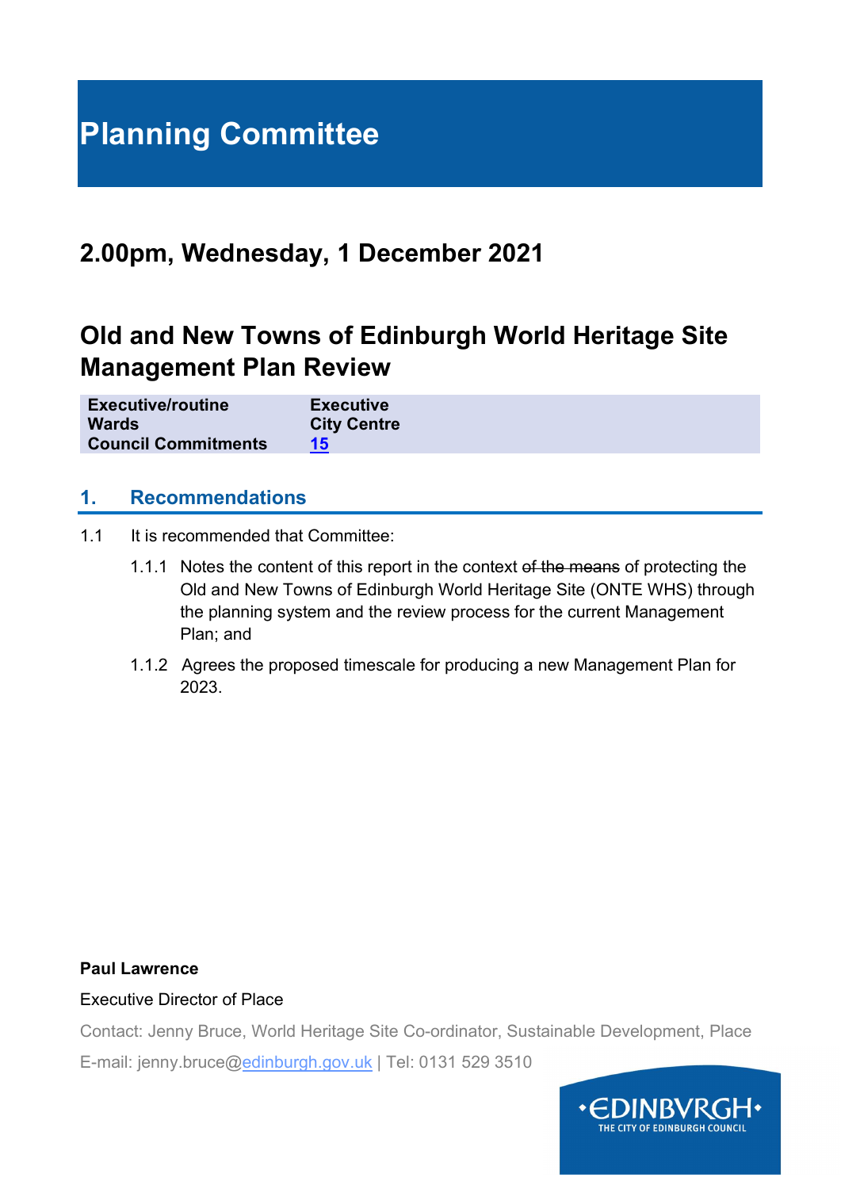# Planning Committee

## 2.00pm, Wednesday, 1 December 2021

## Old and New Towns of Edinburgh World Heritage Site Management Plan Review

| | |
|---|---|
| **Executive/routine** | **Executive** |
| **Wards** | **City Centre** |
| **Council Commitments** | **15** |

### 1. Recommendations

1.1 It is recommended that Committee:

1.1.1 Notes the content of this report in the context ~~of the means~~ of protecting the Old and New Towns of Edinburgh World Heritage Site (ONTE WHS) through the planning system and the review process for the current Management Plan; and

1.1.2 Agrees the proposed timescale for producing a new Management Plan for 2023.

**Paul Lawrence**

Executive Director of Place

Contact: Jenny Bruce, World Heritage Site Co-ordinator, Sustainable Development, Place

E-mail: jenny.bruce@edinburgh.gov.uk | Tel: 0131 529 3510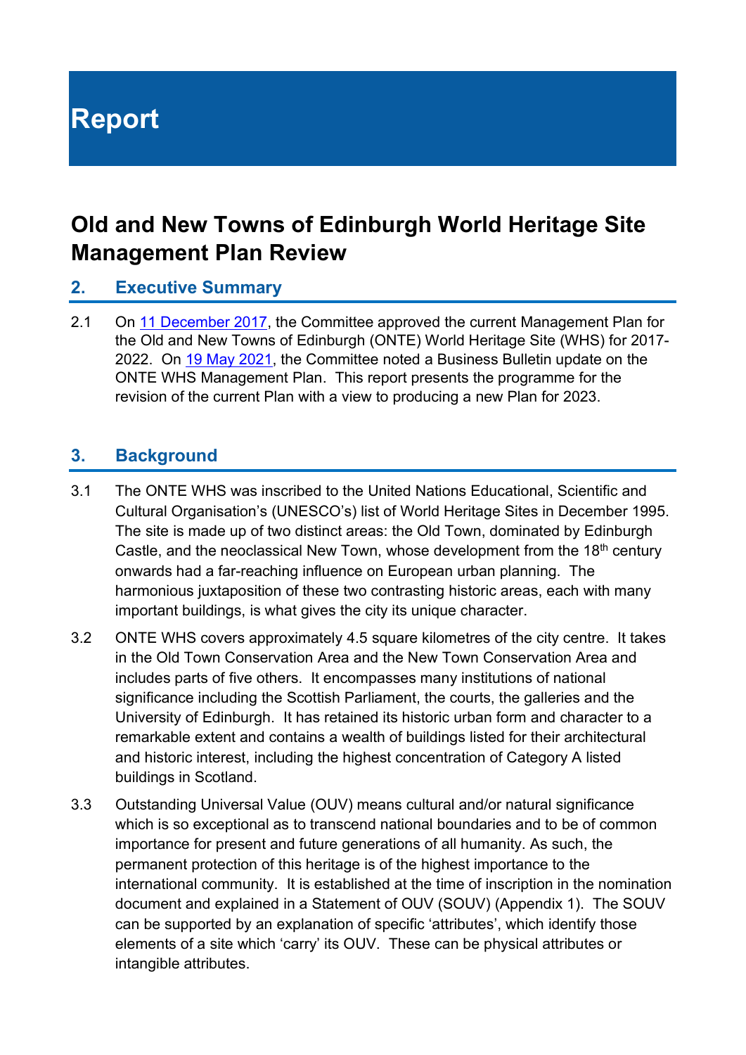# Report

# Old and New Towns of Edinburgh World Heritage Site Management Plan Review

## 2. Executive Summary

2.1 On [11 December 2017](), the Committee approved the current Management Plan for the Old and New Towns of Edinburgh (ONTE) World Heritage Site (WHS) for 2017-2022. On [19 May 2021](), the Committee noted a Business Bulletin update on the ONTE WHS Management Plan. This report presents the programme for the revision of the current Plan with a view to producing a new Plan for 2023.

## 3. Background

3.1 The ONTE WHS was inscribed to the United Nations Educational, Scientific and Cultural Organisation's (UNESCO's) list of World Heritage Sites in December 1995. The site is made up of two distinct areas: the Old Town, dominated by Edinburgh Castle, and the neoclassical New Town, whose development from the 18th century onwards had a far-reaching influence on European urban planning. The harmonious juxtaposition of these two contrasting historic areas, each with many important buildings, is what gives the city its unique character.

3.2 ONTE WHS covers approximately 4.5 square kilometres of the city centre. It takes in the Old Town Conservation Area and the New Town Conservation Area and includes parts of five others. It encompasses many institutions of national significance including the Scottish Parliament, the courts, the galleries and the University of Edinburgh. It has retained its historic urban form and character to a remarkable extent and contains a wealth of buildings listed for their architectural and historic interest, including the highest concentration of Category A listed buildings in Scotland.

3.3 Outstanding Universal Value (OUV) means cultural and/or natural significance which is so exceptional as to transcend national boundaries and to be of common importance for present and future generations of all humanity. As such, the permanent protection of this heritage is of the highest importance to the international community. It is established at the time of inscription in the nomination document and explained in a Statement of OUV (SOUV) (Appendix 1). The SOUV can be supported by an explanation of specific 'attributes', which identify those elements of a site which 'carry' its OUV. These can be physical attributes or intangible attributes.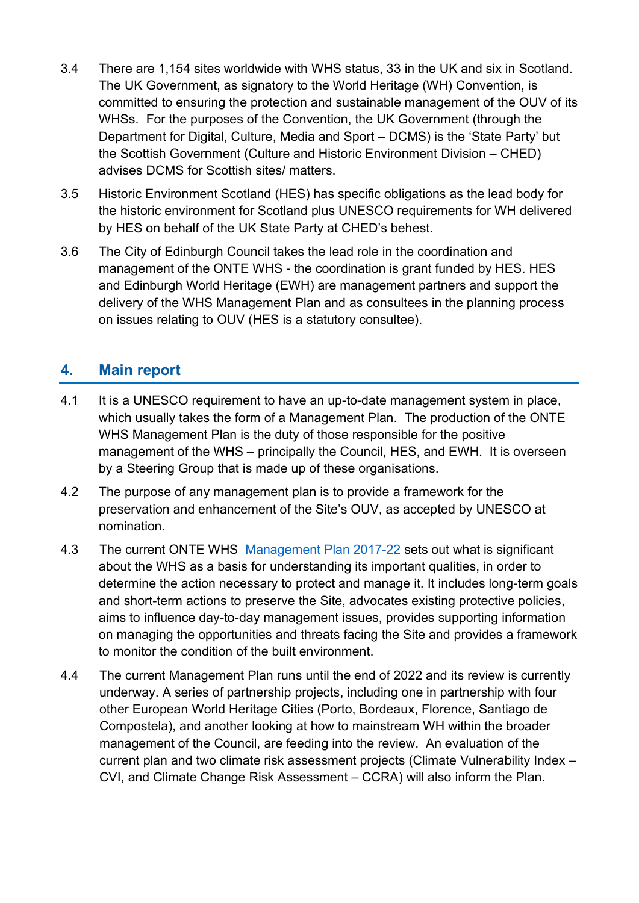3.4 There are 1,154 sites worldwide with WHS status, 33 in the UK and six in Scotland. The UK Government, as signatory to the World Heritage (WH) Convention, is committed to ensuring the protection and sustainable management of the OUV of its WHSs. For the purposes of the Convention, the UK Government (through the Department for Digital, Culture, Media and Sport – DCMS) is the 'State Party' but the Scottish Government (Culture and Historic Environment Division – CHED) advises DCMS for Scottish sites/ matters.

3.5 Historic Environment Scotland (HES) has specific obligations as the lead body for the historic environment for Scotland plus UNESCO requirements for WH delivered by HES on behalf of the UK State Party at CHED's behest.

3.6 The City of Edinburgh Council takes the lead role in the coordination and management of the ONTE WHS - the coordination is grant funded by HES. HES and Edinburgh World Heritage (EWH) are management partners and support the delivery of the WHS Management Plan and as consultees in the planning process on issues relating to OUV (HES is a statutory consultee).

## 4. Main report

4.1 It is a UNESCO requirement to have an up-to-date management system in place, which usually takes the form of a Management Plan. The production of the ONTE WHS Management Plan is the duty of those responsible for the positive management of the WHS – principally the Council, HES, and EWH. It is overseen by a Steering Group that is made up of these organisations.

4.2 The purpose of any management plan is to provide a framework for the preservation and enhancement of the Site's OUV, as accepted by UNESCO at nomination.

4.3 The current ONTE WHS Management Plan 2017-22 sets out what is significant about the WHS as a basis for understanding its important qualities, in order to determine the action necessary to protect and manage it. It includes long-term goals and short-term actions to preserve the Site, advocates existing protective policies, aims to influence day-to-day management issues, provides supporting information on managing the opportunities and threats facing the Site and provides a framework to monitor the condition of the built environment.

4.4 The current Management Plan runs until the end of 2022 and its review is currently underway. A series of partnership projects, including one in partnership with four other European World Heritage Cities (Porto, Bordeaux, Florence, Santiago de Compostela), and another looking at how to mainstream WH within the broader management of the Council, are feeding into the review. An evaluation of the current plan and two climate risk assessment projects (Climate Vulnerability Index – CVI, and Climate Change Risk Assessment – CCRA) will also inform the Plan.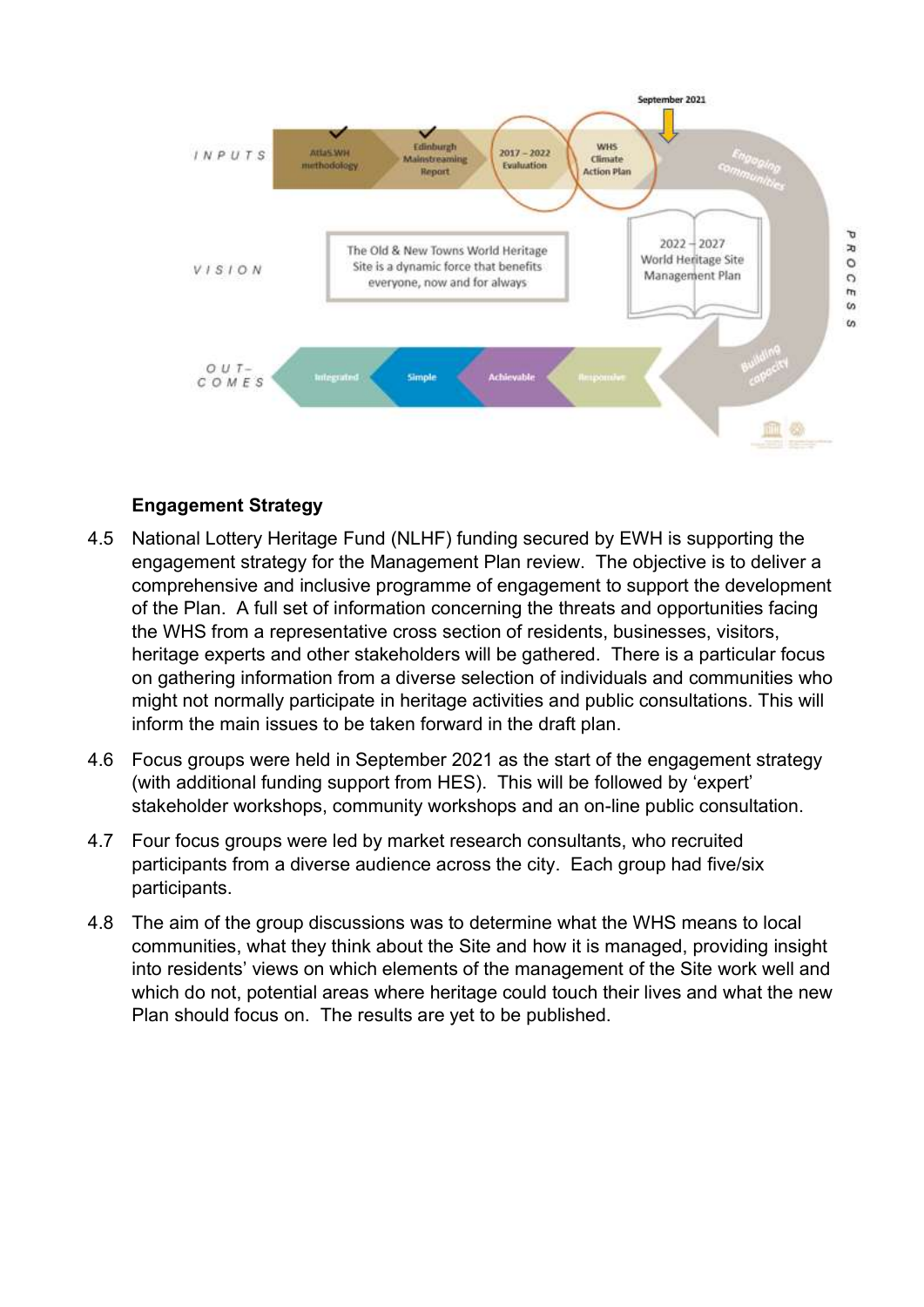## Engagement Strategy

4.5 National Lottery Heritage Fund (NLHF) funding secured by EWH is supporting the engagement strategy for the Management Plan review. The objective is to deliver a comprehensive and inclusive programme of engagement to support the development of the Plan. A full set of information concerning the threats and opportunities facing the WHS from a representative cross section of residents, businesses, visitors, heritage experts and other stakeholders will be gathered. There is a particular focus on gathering information from a diverse selection of individuals and communities who might not normally participate in heritage activities and public consultations. This will inform the main issues to be taken forward in the draft plan.

4.6 Focus groups were held in September 2021 as the start of the engagement strategy (with additional funding support from HES). This will be followed by 'expert' stakeholder workshops, community workshops and an on-line public consultation.

4.7 Four focus groups were led by market research consultants, who recruited participants from a diverse audience across the city. Each group had five/six participants.

4.8 The aim of the group discussions was to determine what the WHS means to local communities, what they think about the Site and how it is managed, providing insight into residents' views on which elements of the management of the Site work well and which do not, potential areas where heritage could touch their lives and what the new Plan should focus on. The results are yet to be published.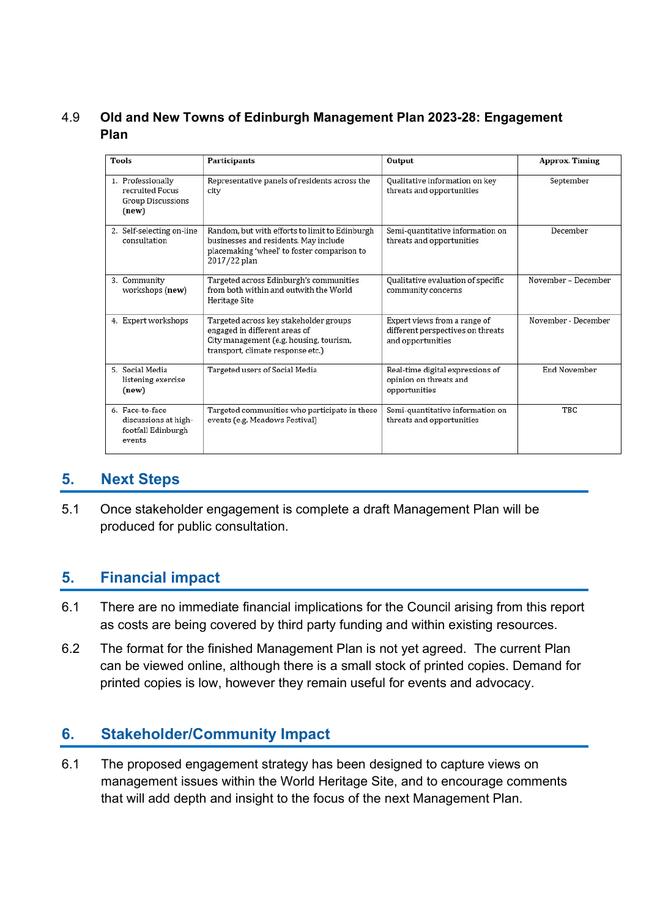4.9 **Old and New Towns of Edinburgh Management Plan 2023-28: Engagement Plan**

| Tools | Participants | Output | Approx. Timing |
|---|---|---|---|
| 1. Professionally recruited Focus Group Discussions **(new)** | Representative panels of residents across the city | Qualitative information on key threats and opportunities | September |
| 2. Self-selecting on-line consultation | Random, but with efforts to limit to Edinburgh businesses and residents. May include placemaking 'wheel' to foster comparison to 2017/22 plan | Semi-quantitative information on threats and opportunities | December |
| 3. Community workshops (**new**) | Targeted across Edinburgh's communities from both within and outwith the World Heritage Site | Qualitative evaluation of specific community concerns | November – December |
| 4. Expert workshops | Targeted across key stakeholder groups engaged in different areas of City management (e.g. housing, tourism, transport, climate response etc.) | Expert views from a range of different perspectives on threats and opportunities | November - December |
| 5. Social Media listening exercise **(new)** | Targeted users of Social Media | Real-time digital expressions of opinion on threats and opportunities | End November |
| 6. Face-to-face discussions at high-footfall Edinburgh events | Targeted communities who participate in these events (e.g. Meadows Festival) | Semi-quantitative information on threats and opportunities | TBC |

## 5. Next Steps

5.1 Once stakeholder engagement is complete a draft Management Plan will be produced for public consultation.

## 5. Financial impact

6.1 There are no immediate financial implications for the Council arising from this report as costs are being covered by third party funding and within existing resources.

6.2 The format for the finished Management Plan is not yet agreed. The current Plan can be viewed online, although there is a small stock of printed copies. Demand for printed copies is low, however they remain useful for events and advocacy.

## 6. Stakeholder/Community Impact

6.1 The proposed engagement strategy has been designed to capture views on management issues within the World Heritage Site, and to encourage comments that will add depth and insight to the focus of the next Management Plan.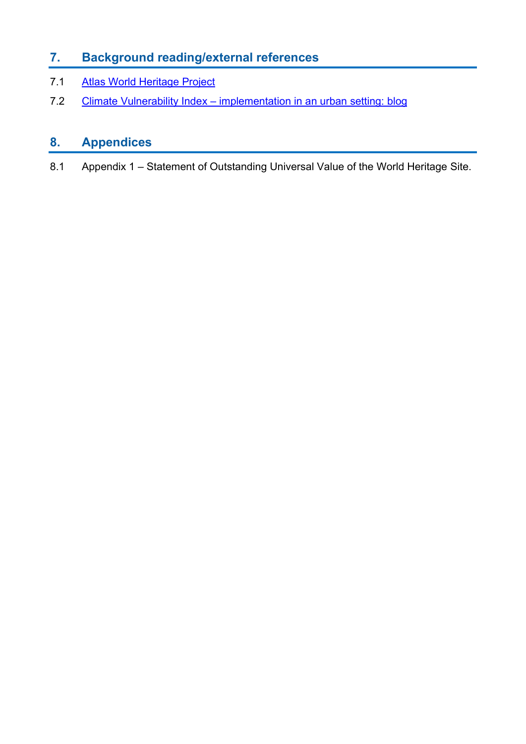## 7. Background reading/external references

7.1 Atlas World Heritage Project

7.2 Climate Vulnerability Index – implementation in an urban setting: blog

## 8. Appendices

8.1 Appendix 1 – Statement of Outstanding Universal Value of the World Heritage Site.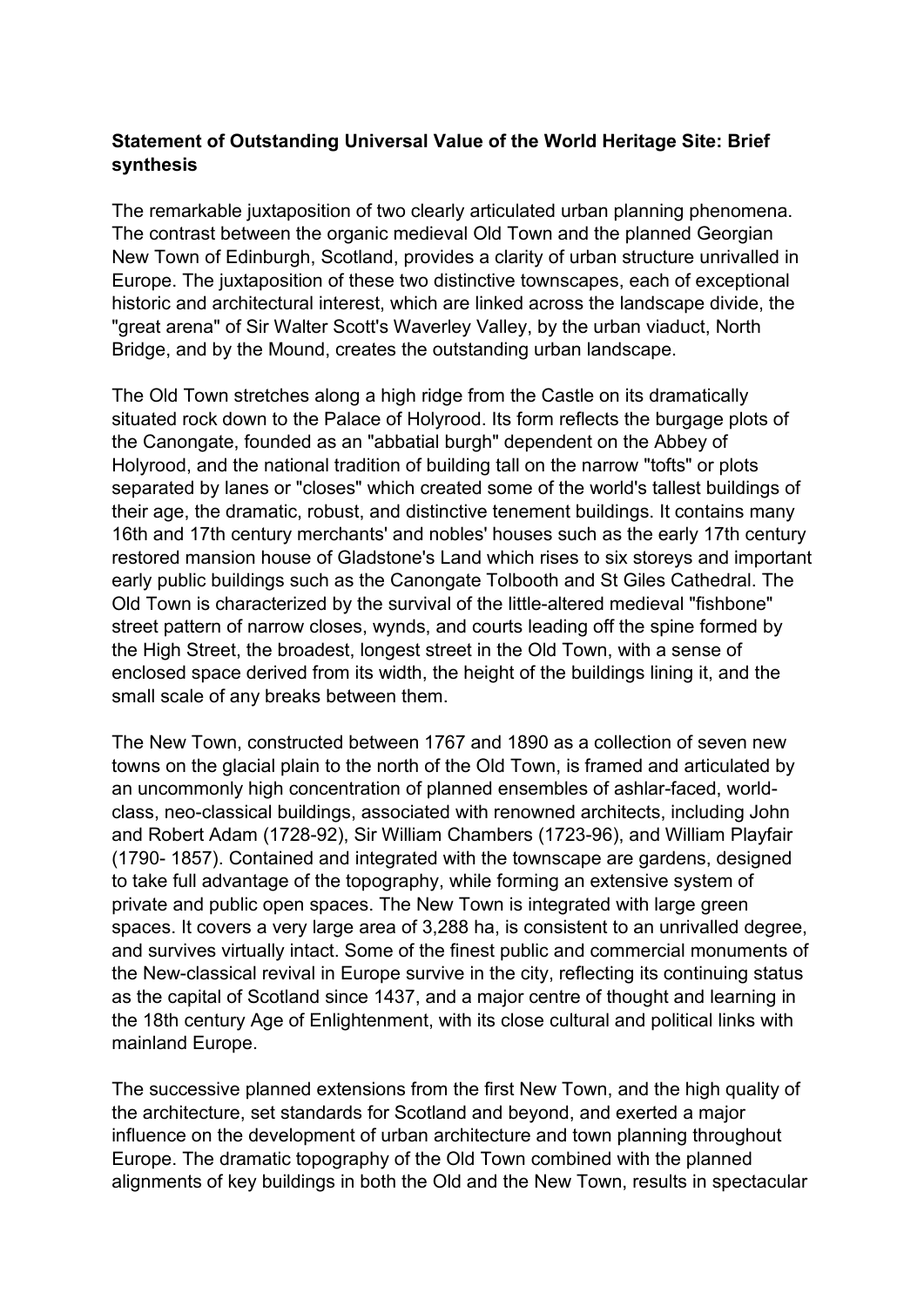**Statement of Outstanding Universal Value of the World Heritage Site: Brief synthesis**

The remarkable juxtaposition of two clearly articulated urban planning phenomena. The contrast between the organic medieval Old Town and the planned Georgian New Town of Edinburgh, Scotland, provides a clarity of urban structure unrivalled in Europe. The juxtaposition of these two distinctive townscapes, each of exceptional historic and architectural interest, which are linked across the landscape divide, the "great arena" of Sir Walter Scott's Waverley Valley, by the urban viaduct, North Bridge, and by the Mound, creates the outstanding urban landscape.

The Old Town stretches along a high ridge from the Castle on its dramatically situated rock down to the Palace of Holyrood. Its form reflects the burgage plots of the Canongate, founded as an "abbatial burgh" dependent on the Abbey of Holyrood, and the national tradition of building tall on the narrow "tofts" or plots separated by lanes or "closes" which created some of the world's tallest buildings of their age, the dramatic, robust, and distinctive tenement buildings. It contains many 16th and 17th century merchants' and nobles' houses such as the early 17th century restored mansion house of Gladstone's Land which rises to six storeys and important early public buildings such as the Canongate Tolbooth and St Giles Cathedral. The Old Town is characterized by the survival of the little-altered medieval "fishbone" street pattern of narrow closes, wynds, and courts leading off the spine formed by the High Street, the broadest, longest street in the Old Town, with a sense of enclosed space derived from its width, the height of the buildings lining it, and the small scale of any breaks between them.

The New Town, constructed between 1767 and 1890 as a collection of seven new towns on the glacial plain to the north of the Old Town, is framed and articulated by an uncommonly high concentration of planned ensembles of ashlar-faced, world-class, neo-classical buildings, associated with renowned architects, including John and Robert Adam (1728-92), Sir William Chambers (1723-96), and William Playfair (1790- 1857). Contained and integrated with the townscape are gardens, designed to take full advantage of the topography, while forming an extensive system of private and public open spaces. The New Town is integrated with large green spaces. It covers a very large area of 3,288 ha, is consistent to an unrivalled degree, and survives virtually intact. Some of the finest public and commercial monuments of the New-classical revival in Europe survive in the city, reflecting its continuing status as the capital of Scotland since 1437, and a major centre of thought and learning in the 18th century Age of Enlightenment, with its close cultural and political links with mainland Europe.

The successive planned extensions from the first New Town, and the high quality of the architecture, set standards for Scotland and beyond, and exerted a major influence on the development of urban architecture and town planning throughout Europe. The dramatic topography of the Old Town combined with the planned alignments of key buildings in both the Old and the New Town, results in spectacular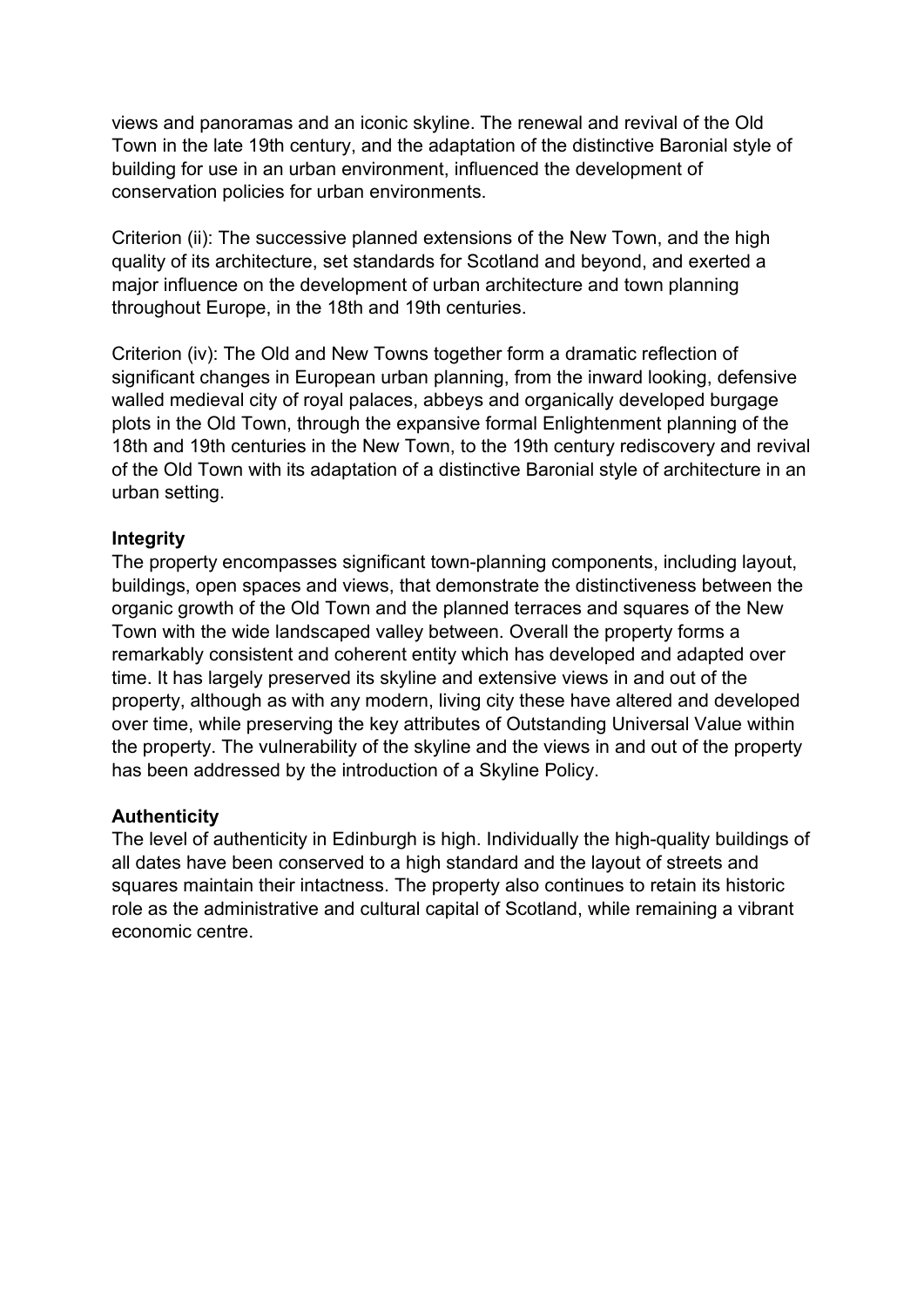views and panoramas and an iconic skyline. The renewal and revival of the Old Town in the late 19th century, and the adaptation of the distinctive Baronial style of building for use in an urban environment, influenced the development of conservation policies for urban environments.

Criterion (ii): The successive planned extensions of the New Town, and the high quality of its architecture, set standards for Scotland and beyond, and exerted a major influence on the development of urban architecture and town planning throughout Europe, in the 18th and 19th centuries.

Criterion (iv): The Old and New Towns together form a dramatic reflection of significant changes in European urban planning, from the inward looking, defensive walled medieval city of royal palaces, abbeys and organically developed burgage plots in the Old Town, through the expansive formal Enlightenment planning of the 18th and 19th centuries in the New Town, to the 19th century rediscovery and revival of the Old Town with its adaptation of a distinctive Baronial style of architecture in an urban setting.

**Integrity**

The property encompasses significant town-planning components, including layout, buildings, open spaces and views, that demonstrate the distinctiveness between the organic growth of the Old Town and the planned terraces and squares of the New Town with the wide landscaped valley between. Overall the property forms a remarkably consistent and coherent entity which has developed and adapted over time. It has largely preserved its skyline and extensive views in and out of the property, although as with any modern, living city these have altered and developed over time, while preserving the key attributes of Outstanding Universal Value within the property. The vulnerability of the skyline and the views in and out of the property has been addressed by the introduction of a Skyline Policy.

**Authenticity**

The level of authenticity in Edinburgh is high. Individually the high-quality buildings of all dates have been conserved to a high standard and the layout of streets and squares maintain their intactness. The property also continues to retain its historic role as the administrative and cultural capital of Scotland, while remaining a vibrant economic centre.